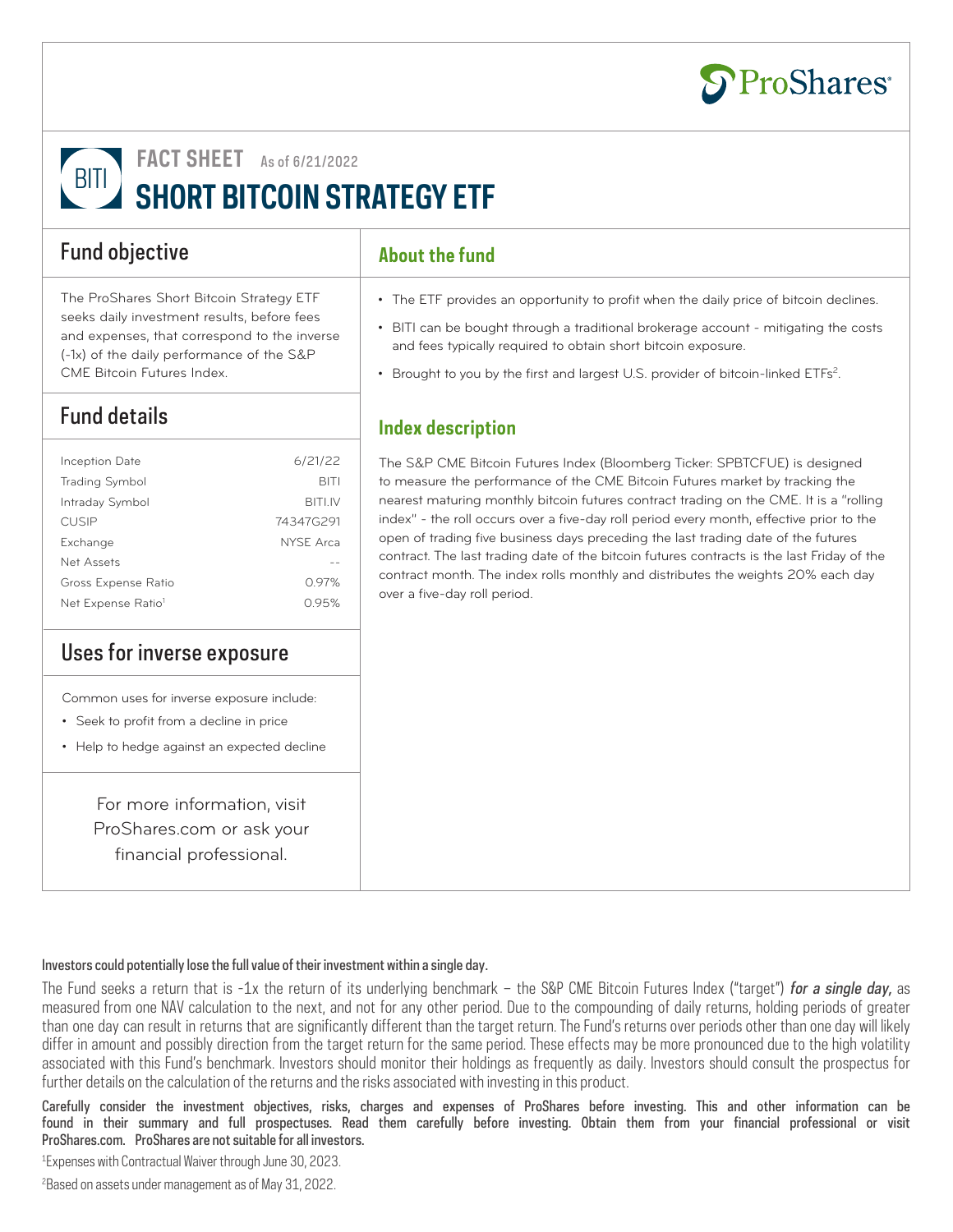ProShares

BITI

# FACT SHEET As of 6/21/2022

# SHORT BITCOIN STRATEGY ETF

## Fund objective

The ProShares Short Bitcoin Strategy ETF seeks daily investment results, before fees and expenses, that correspond to the inverse (-1x) of the daily performance of the S&P CME Bitcoin Futures Index.

## Fund details

| | |
|---|---|
| Inception Date | 6/21/22 |
| Trading Symbol | BITI |
| Intraday Symbol | BITI.IV |
| CUSIP | 74347G291 |
| Exchange | NYSE Arca |
| Net Assets | -- |
| Gross Expense Ratio | 0.97% |
| Net Expense Ratio[1] | 0.95% |

## Uses for inverse exposure

Common uses for inverse exposure include:

- Seek to profit from a decline in price
- Help to hedge against an expected decline

For more information, visit ProShares.com or ask your financial professional.

## About the fund

- The ETF provides an opportunity to profit when the daily price of bitcoin declines.
- BITI can be bought through a traditional brokerage account - mitigating the costs and fees typically required to obtain short bitcoin exposure.
- Brought to you by the first and largest U.S. provider of bitcoin-linked ETFs[2].

## Index description

The S&P CME Bitcoin Futures Index (Bloomberg Ticker: SPBTCFUE) is designed to measure the performance of the CME Bitcoin Futures market by tracking the nearest maturing monthly bitcoin futures contract trading on the CME. It is a "rolling index" - the roll occurs over a five-day roll period every month, effective prior to the open of trading five business days preceding the last trading date of the futures contract. The last trading date of the bitcoin futures contracts is the last Friday of the contract month. The index rolls monthly and distributes the weights 20% each day over a five-day roll period.

**Investors could potentially lose the full value of their investment within a single day.**

The Fund seeks a return that is -1x the return of its underlying benchmark – the S&P CME Bitcoin Futures Index ("target") ***for a single day,*** as measured from one NAV calculation to the next, and not for any other period. Due to the compounding of daily returns, holding periods of greater than one day can result in returns that are significantly different than the target return. The Fund's returns over periods other than one day will likely differ in amount and possibly direction from the target return for the same period. These effects may be more pronounced due to the high volatility associated with this Fund's benchmark. Investors should monitor their holdings as frequently as daily. Investors should consult the prospectus for further details on the calculation of the returns and the risks associated with investing in this product.

**Carefully consider the investment objectives, risks, charges and expenses of ProShares before investing. This and other information can be found in their summary and full prospectuses. Read them carefully before investing. Obtain them from your financial professional or visit ProShares.com. ProShares are not suitable for all investors.**

[1]Expenses with Contractual Waiver through June 30, 2023.

[2]Based on assets under management as of May 31, 2022.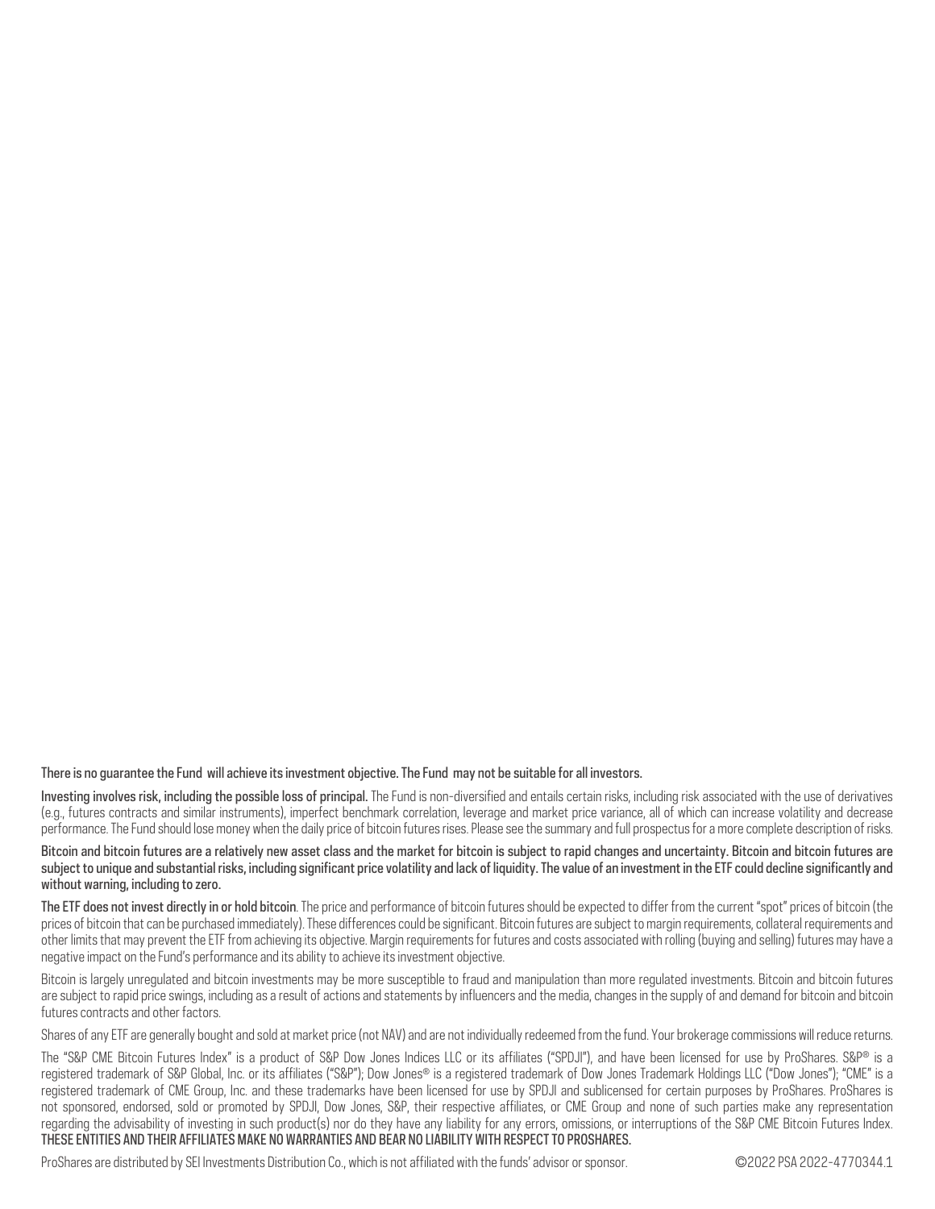**There is no guarantee the Fund will achieve its investment objective. The Fund may not be suitable for all investors.**

**Investing involves risk, including the possible loss of principal.** The Fund is non-diversified and entails certain risks, including risk associated with the use of derivatives (e.g., futures contracts and similar instruments), imperfect benchmark correlation, leverage and market price variance, all of which can increase volatility and decrease performance. The Fund should lose money when the daily price of bitcoin futures rises. Please see the summary and full prospectus for a more complete description of risks.

**Bitcoin and bitcoin futures are a relatively new asset class and the market for bitcoin is subject to rapid changes and uncertainty. Bitcoin and bitcoin futures are subject to unique and substantial risks, including significant price volatility and lack of liquidity. The value of an investment in the ETF could decline significantly and without warning, including to zero.**

**The ETF does not invest directly in or hold bitcoin**. The price and performance of bitcoin futures should be expected to differ from the current "spot" prices of bitcoin (the prices of bitcoin that can be purchased immediately). These differences could be significant. Bitcoin futures are subject to margin requirements, collateral requirements and other limits that may prevent the ETF from achieving its objective. Margin requirements for futures and costs associated with rolling (buying and selling) futures may have a negative impact on the Fund's performance and its ability to achieve its investment objective.

Bitcoin is largely unregulated and bitcoin investments may be more susceptible to fraud and manipulation than more regulated investments. Bitcoin and bitcoin futures are subject to rapid price swings, including as a result of actions and statements by influencers and the media, changes in the supply of and demand for bitcoin and bitcoin futures contracts and other factors.

Shares of any ETF are generally bought and sold at market price (not NAV) and are not individually redeemed from the fund. Your brokerage commissions will reduce returns.

The "S&P CME Bitcoin Futures Index" is a product of S&P Dow Jones Indices LLC or its affiliates ("SPDJI"), and have been licensed for use by ProShares. S&P® is a registered trademark of S&P Global, Inc. or its affiliates ("S&P"); Dow Jones® is a registered trademark of Dow Jones Trademark Holdings LLC ("Dow Jones"); "CME" is a registered trademark of CME Group, Inc. and these trademarks have been licensed for use by SPDJI and sublicensed for certain purposes by ProShares. ProShares is not sponsored, endorsed, sold or promoted by SPDJI, Dow Jones, S&P, their respective affiliates, or CME Group and none of such parties make any representation regarding the advisability of investing in such product(s) nor do they have any liability for any errors, omissions, or interruptions of the S&P CME Bitcoin Futures Index. **THESE ENTITIES AND THEIR AFFILIATES MAKE NO WARRANTIES AND BEAR NO LIABILITY WITH RESPECT TO PROSHARES.**

ProShares are distributed by SEI Investments Distribution Co., which is not affiliated with the funds' advisor or sponsor.

©2022 PSA 2022-4770344.1